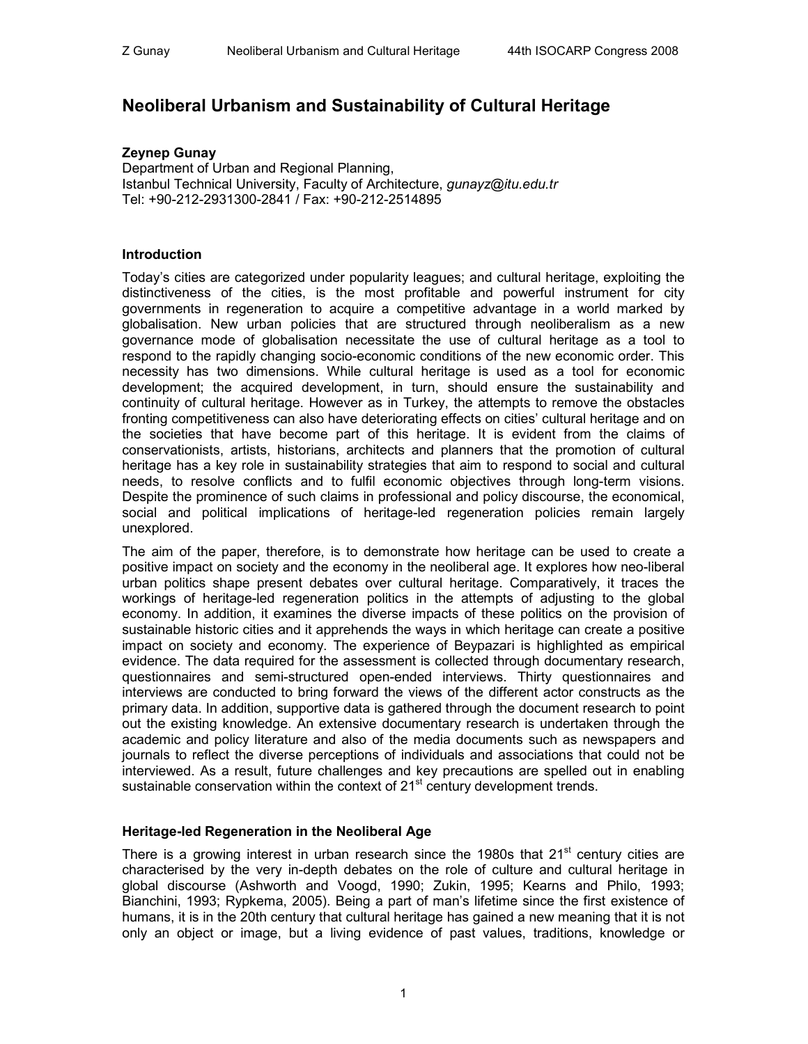# Neoliberal Urbanism and Sustainability of Cultural Heritage

**Zeynep Gunay**
Department of Urban and Regional Planning,
Istanbul Technical University, Faculty of Architecture, *gunayz@itu.edu.tr*
Tel: +90-212-2931300-2841 / Fax: +90-212-2514895

## Introduction

Today's cities are categorized under popularity leagues; and cultural heritage, exploiting the distinctiveness of the cities, is the most profitable and powerful instrument for city governments in regeneration to acquire a competitive advantage in a world marked by globalisation. New urban policies that are structured through neoliberalism as a new governance mode of globalisation necessitate the use of cultural heritage as a tool to respond to the rapidly changing socio-economic conditions of the new economic order. This necessity has two dimensions. While cultural heritage is used as a tool for economic development; the acquired development, in turn, should ensure the sustainability and continuity of cultural heritage. However as in Turkey, the attempts to remove the obstacles fronting competitiveness can also have deteriorating effects on cities' cultural heritage and on the societies that have become part of this heritage. It is evident from the claims of conservationists, artists, historians, architects and planners that the promotion of cultural heritage has a key role in sustainability strategies that aim to respond to social and cultural needs, to resolve conflicts and to fulfil economic objectives through long-term visions. Despite the prominence of such claims in professional and policy discourse, the economical, social and political implications of heritage-led regeneration policies remain largely unexplored.

The aim of the paper, therefore, is to demonstrate how heritage can be used to create a positive impact on society and the economy in the neoliberal age. It explores how neo-liberal urban politics shape present debates over cultural heritage. Comparatively, it traces the workings of heritage-led regeneration politics in the attempts of adjusting to the global economy. In addition, it examines the diverse impacts of these politics on the provision of sustainable historic cities and it apprehends the ways in which heritage can create a positive impact on society and economy. The experience of Beypazari is highlighted as empirical evidence. The data required for the assessment is collected through documentary research, questionnaires and semi-structured open-ended interviews. Thirty questionnaires and interviews are conducted to bring forward the views of the different actor constructs as the primary data. In addition, supportive data is gathered through the document research to point out the existing knowledge. An extensive documentary research is undertaken through the academic and policy literature and also of the media documents such as newspapers and journals to reflect the diverse perceptions of individuals and associations that could not be interviewed. As a result, future challenges and key precautions are spelled out in enabling sustainable conservation within the context of 21st century development trends.

## Heritage-led Regeneration in the Neoliberal Age

There is a growing interest in urban research since the 1980s that 21st century cities are characterised by the very in-depth debates on the role of culture and cultural heritage in global discourse (Ashworth and Voogd, 1990; Zukin, 1995; Kearns and Philo, 1993; Bianchini, 1993; Rypkema, 2005). Being a part of man's lifetime since the first existence of humans, it is in the 20th century that cultural heritage has gained a new meaning that it is not only an object or image, but a living evidence of past values, traditions, knowledge or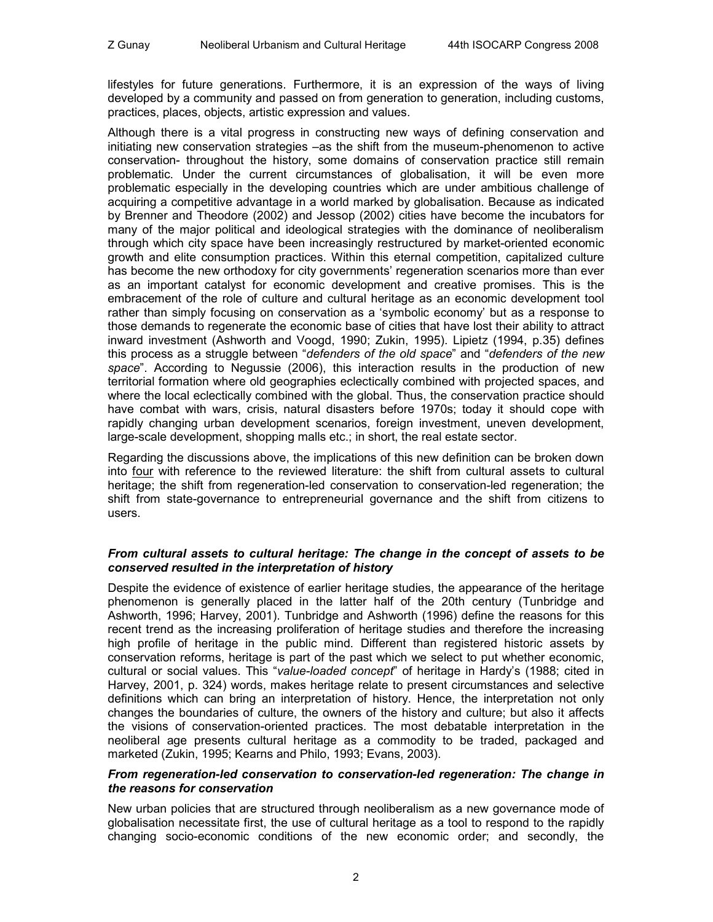lifestyles for future generations. Furthermore, it is an expression of the ways of living developed by a community and passed on from generation to generation, including customs, practices, places, objects, artistic expression and values.

Although there is a vital progress in constructing new ways of defining conservation and initiating new conservation strategies –as the shift from the museum-phenomenon to active conservation- throughout the history, some domains of conservation practice still remain problematic. Under the current circumstances of globalisation, it will be even more problematic especially in the developing countries which are under ambitious challenge of acquiring a competitive advantage in a world marked by globalisation. Because as indicated by Brenner and Theodore (2002) and Jessop (2002) cities have become the incubators for many of the major political and ideological strategies with the dominance of neoliberalism through which city space have been increasingly restructured by market-oriented economic growth and elite consumption practices. Within this eternal competition, capitalized culture has become the new orthodoxy for city governments' regeneration scenarios more than ever as an important catalyst for economic development and creative promises. This is the embracement of the role of culture and cultural heritage as an economic development tool rather than simply focusing on conservation as a 'symbolic economy' but as a response to those demands to regenerate the economic base of cities that have lost their ability to attract inward investment (Ashworth and Voogd, 1990; Zukin, 1995). Lipietz (1994, p.35) defines this process as a struggle between "*defenders of the old space*" and "*defenders of the new space*". According to Negussie (2006), this interaction results in the production of new territorial formation where old geographies eclectically combined with projected spaces, and where the local eclectically combined with the global. Thus, the conservation practice should have combat with wars, crisis, natural disasters before 1970s; today it should cope with rapidly changing urban development scenarios, foreign investment, uneven development, large-scale development, shopping malls etc.; in short, the real estate sector.

Regarding the discussions above, the implications of this new definition can be broken down into <u>four</u> with reference to the reviewed literature: the shift from cultural assets to cultural heritage; the shift from regeneration-led conservation to conservation-led regeneration; the shift from state-governance to entrepreneurial governance and the shift from citizens to users.

#### *From cultural assets to cultural heritage: The change in the concept of assets to be conserved resulted in the interpretation of history*

Despite the evidence of existence of earlier heritage studies, the appearance of the heritage phenomenon is generally placed in the latter half of the 20th century (Tunbridge and Ashworth, 1996; Harvey, 2001). Tunbridge and Ashworth (1996) define the reasons for this recent trend as the increasing proliferation of heritage studies and therefore the increasing high profile of heritage in the public mind. Different than registered historic assets by conservation reforms, heritage is part of the past which we select to put whether economic, cultural or social values. This "*value-loaded concept*" of heritage in Hardy's (1988; cited in Harvey, 2001, p. 324) words, makes heritage relate to present circumstances and selective definitions which can bring an interpretation of history. Hence, the interpretation not only changes the boundaries of culture, the owners of the history and culture; but also it affects the visions of conservation-oriented practices. The most debatable interpretation in the neoliberal age presents cultural heritage as a commodity to be traded, packaged and marketed (Zukin, 1995; Kearns and Philo, 1993; Evans, 2003).

#### *From regeneration-led conservation to conservation-led regeneration: The change in the reasons for conservation*

New urban policies that are structured through neoliberalism as a new governance mode of globalisation necessitate first, the use of cultural heritage as a tool to respond to the rapidly changing socio-economic conditions of the new economic order; and secondly, the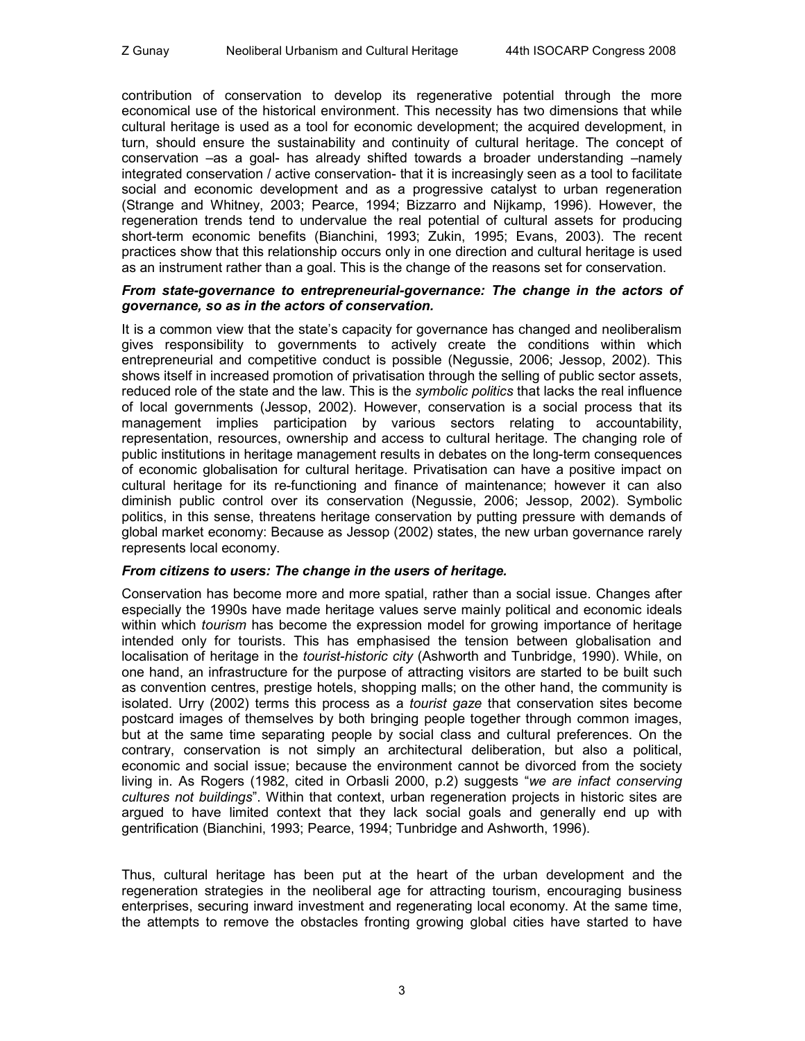contribution of conservation to develop its regenerative potential through the more economical use of the historical environment. This necessity has two dimensions that while cultural heritage is used as a tool for economic development; the acquired development, in turn, should ensure the sustainability and continuity of cultural heritage. The concept of conservation –as a goal- has already shifted towards a broader understanding –namely integrated conservation / active conservation- that it is increasingly seen as a tool to facilitate social and economic development and as a progressive catalyst to urban regeneration (Strange and Whitney, 2003; Pearce, 1994; Bizzarro and Nijkamp, 1996). However, the regeneration trends tend to undervalue the real potential of cultural assets for producing short-term economic benefits (Bianchini, 1993; Zukin, 1995; Evans, 2003). The recent practices show that this relationship occurs only in one direction and cultural heritage is used as an instrument rather than a goal. This is the change of the reasons set for conservation.

***From state-governance to entrepreneurial-governance: The change in the actors of governance, so as in the actors of conservation.***

It is a common view that the state's capacity for governance has changed and neoliberalism gives responsibility to governments to actively create the conditions within which entrepreneurial and competitive conduct is possible (Negussie, 2006; Jessop, 2002). This shows itself in increased promotion of privatisation through the selling of public sector assets, reduced role of the state and the law. This is the *symbolic politics* that lacks the real influence of local governments (Jessop, 2002). However, conservation is a social process that its management implies participation by various sectors relating to accountability, representation, resources, ownership and access to cultural heritage. The changing role of public institutions in heritage management results in debates on the long-term consequences of economic globalisation for cultural heritage. Privatisation can have a positive impact on cultural heritage for its re-functioning and finance of maintenance; however it can also diminish public control over its conservation (Negussie, 2006; Jessop, 2002). Symbolic politics, in this sense, threatens heritage conservation by putting pressure with demands of global market economy: Because as Jessop (2002) states, the new urban governance rarely represents local economy.

***From citizens to users: The change in the users of heritage.***

Conservation has become more and more spatial, rather than a social issue. Changes after especially the 1990s have made heritage values serve mainly political and economic ideals within which *tourism* has become the expression model for growing importance of heritage intended only for tourists. This has emphasised the tension between globalisation and localisation of heritage in the *tourist-historic city* (Ashworth and Tunbridge, 1990). While, on one hand, an infrastructure for the purpose of attracting visitors are started to be built such as convention centres, prestige hotels, shopping malls; on the other hand, the community is isolated. Urry (2002) terms this process as a *tourist gaze* that conservation sites become postcard images of themselves by both bringing people together through common images, but at the same time separating people by social class and cultural preferences. On the contrary, conservation is not simply an architectural deliberation, but also a political, economic and social issue; because the environment cannot be divorced from the society living in. As Rogers (1982, cited in Orbasli 2000, p.2) suggests "*we are infact conserving cultures not buildings*". Within that context, urban regeneration projects in historic sites are argued to have limited context that they lack social goals and generally end up with gentrification (Bianchini, 1993; Pearce, 1994; Tunbridge and Ashworth, 1996).

Thus, cultural heritage has been put at the heart of the urban development and the regeneration strategies in the neoliberal age for attracting tourism, encouraging business enterprises, securing inward investment and regenerating local economy. At the same time, the attempts to remove the obstacles fronting growing global cities have started to have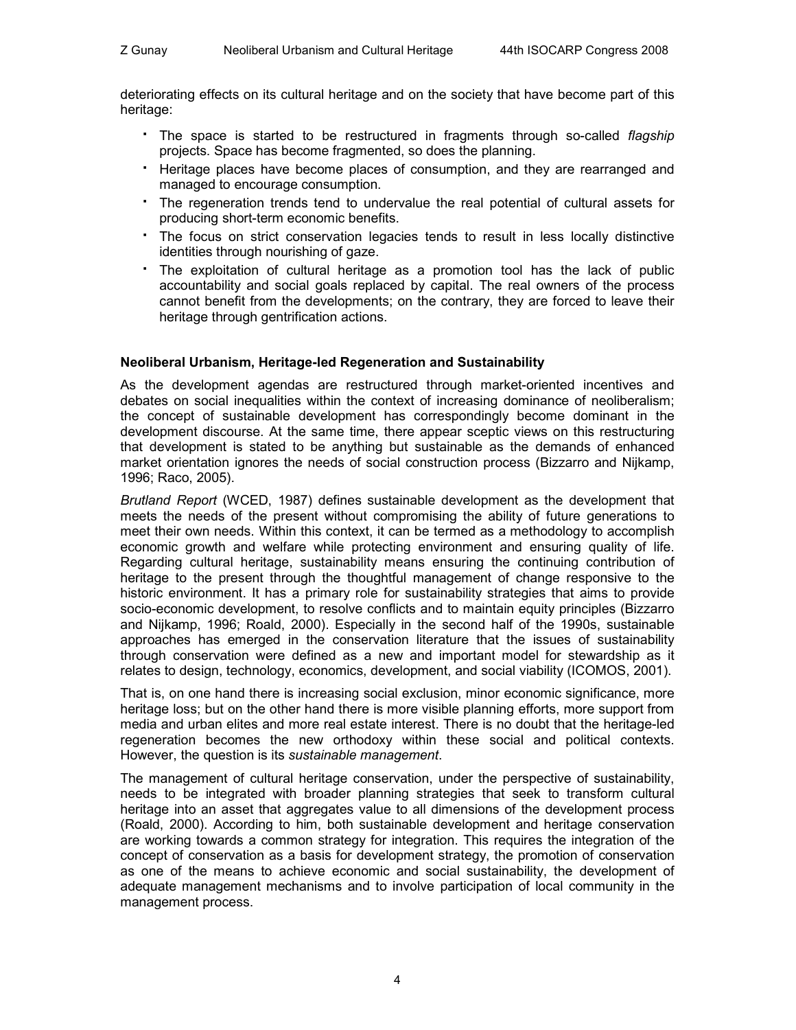deteriorating effects on its cultural heritage and on the society that have become part of this heritage:

- The space is started to be restructured in fragments through so-called *flagship* projects. Space has become fragmented, so does the planning.
- Heritage places have become places of consumption, and they are rearranged and managed to encourage consumption.
- The regeneration trends tend to undervalue the real potential of cultural assets for producing short-term economic benefits.
- The focus on strict conservation legacies tends to result in less locally distinctive identities through nourishing of gaze.
- The exploitation of cultural heritage as a promotion tool has the lack of public accountability and social goals replaced by capital. The real owners of the process cannot benefit from the developments; on the contrary, they are forced to leave their heritage through gentrification actions.

### Neoliberal Urbanism, Heritage-led Regeneration and Sustainability

As the development agendas are restructured through market-oriented incentives and debates on social inequalities within the context of increasing dominance of neoliberalism; the concept of sustainable development has correspondingly become dominant in the development discourse. At the same time, there appear sceptic views on this restructuring that development is stated to be anything but sustainable as the demands of enhanced market orientation ignores the needs of social construction process (Bizzarro and Nijkamp, 1996; Raco, 2005).

*Brutland Report* (WCED, 1987) defines sustainable development as the development that meets the needs of the present without compromising the ability of future generations to meet their own needs. Within this context, it can be termed as a methodology to accomplish economic growth and welfare while protecting environment and ensuring quality of life. Regarding cultural heritage, sustainability means ensuring the continuing contribution of heritage to the present through the thoughtful management of change responsive to the historic environment. It has a primary role for sustainability strategies that aims to provide socio-economic development, to resolve conflicts and to maintain equity principles (Bizzarro and Nijkamp, 1996; Roald, 2000). Especially in the second half of the 1990s, sustainable approaches has emerged in the conservation literature that the issues of sustainability through conservation were defined as a new and important model for stewardship as it relates to design, technology, economics, development, and social viability (ICOMOS, 2001).

That is, on one hand there is increasing social exclusion, minor economic significance, more heritage loss; but on the other hand there is more visible planning efforts, more support from media and urban elites and more real estate interest. There is no doubt that the heritage-led regeneration becomes the new orthodoxy within these social and political contexts. However, the question is its *sustainable management*.

The management of cultural heritage conservation, under the perspective of sustainability, needs to be integrated with broader planning strategies that seek to transform cultural heritage into an asset that aggregates value to all dimensions of the development process (Roald, 2000). According to him, both sustainable development and heritage conservation are working towards a common strategy for integration. This requires the integration of the concept of conservation as a basis for development strategy, the promotion of conservation as one of the means to achieve economic and social sustainability, the development of adequate management mechanisms and to involve participation of local community in the management process.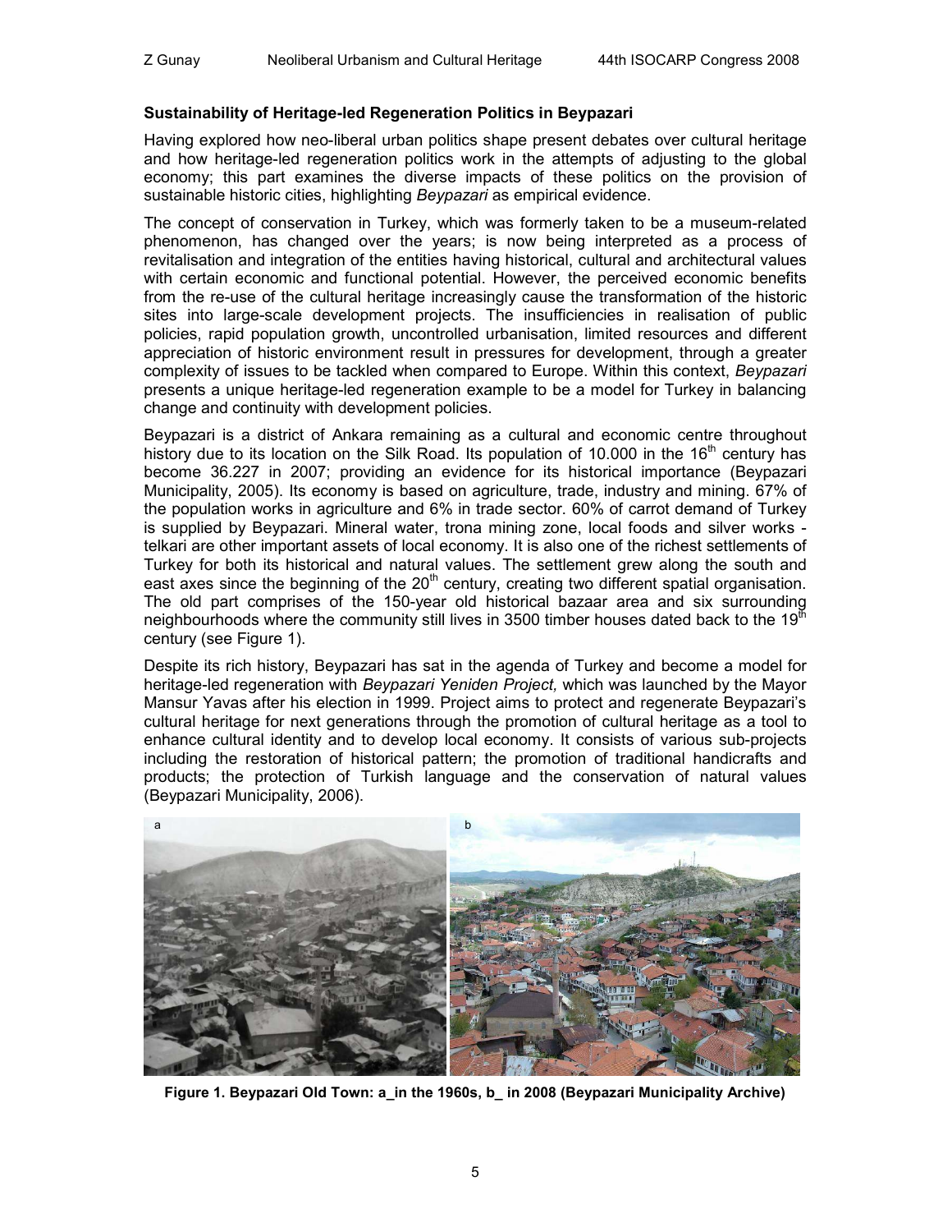### Sustainability of Heritage-led Regeneration Politics in Beypazari

Having explored how neo-liberal urban politics shape present debates over cultural heritage and how heritage-led regeneration politics work in the attempts of adjusting to the global economy; this part examines the diverse impacts of these politics on the provision of sustainable historic cities, highlighting *Beypazari* as empirical evidence.

The concept of conservation in Turkey, which was formerly taken to be a museum-related phenomenon, has changed over the years; is now being interpreted as a process of revitalisation and integration of the entities having historical, cultural and architectural values with certain economic and functional potential. However, the perceived economic benefits from the re-use of the cultural heritage increasingly cause the transformation of the historic sites into large-scale development projects. The insufficiencies in realisation of public policies, rapid population growth, uncontrolled urbanisation, limited resources and different appreciation of historic environment result in pressures for development, through a greater complexity of issues to be tackled when compared to Europe. Within this context, *Beypazari* presents a unique heritage-led regeneration example to be a model for Turkey in balancing change and continuity with development policies.

Beypazari is a district of Ankara remaining as a cultural and economic centre throughout history due to its location on the Silk Road. Its population of 10.000 in the 16th century has become 36.227 in 2007; providing an evidence for its historical importance (Beypazari Municipality, 2005). Its economy is based on agriculture, trade, industry and mining. 67% of the population works in agriculture and 6% in trade sector. 60% of carrot demand of Turkey is supplied by Beypazari. Mineral water, trona mining zone, local foods and silver works - telkari are other important assets of local economy. It is also one of the richest settlements of Turkey for both its historical and natural values. The settlement grew along the south and east axes since the beginning of the 20th century, creating two different spatial organisation. The old part comprises of the 150-year old historical bazaar area and six surrounding neighbourhoods where the community still lives in 3500 timber houses dated back to the 19th century (see Figure 1).

Despite its rich history, Beypazari has sat in the agenda of Turkey and become a model for heritage-led regeneration with *Beypazari Yeniden Project,* which was launched by the Mayor Mansur Yavas after his election in 1999. Project aims to protect and regenerate Beypazari's cultural heritage for next generations through the promotion of cultural heritage as a tool to enhance cultural identity and to develop local economy. It consists of various sub-projects including the restoration of historical pattern; the promotion of traditional handicrafts and products; the protection of Turkish language and the conservation of natural values (Beypazari Municipality, 2006).

**Figure 1. Beypazari Old Town: a_in the 1960s, b_ in 2008 (Beypazari Municipality Archive)**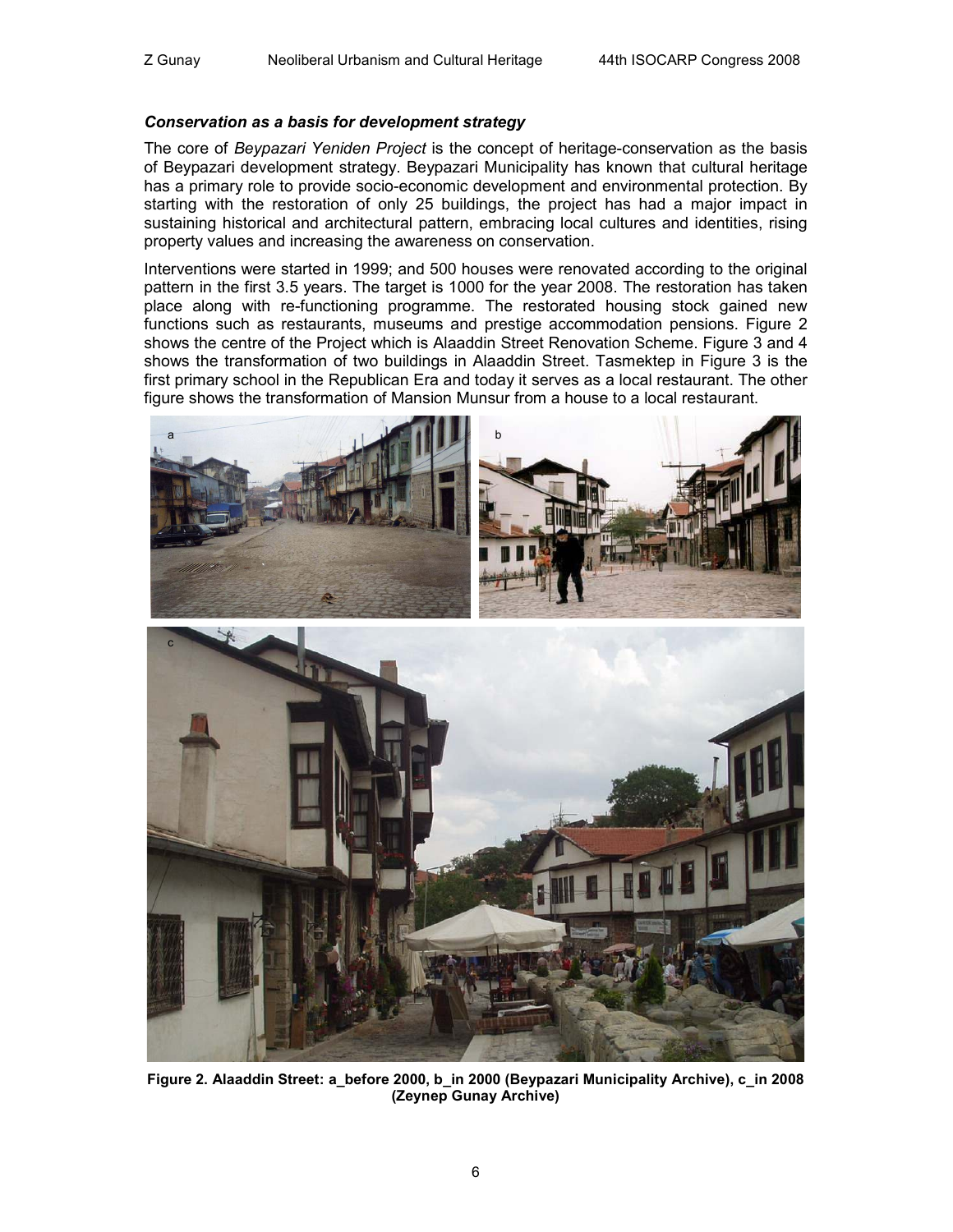### *Conservation as a basis for development strategy*

The core of *Beypazari Yeniden Project* is the concept of heritage-conservation as the basis of Beypazari development strategy. Beypazari Municipality has known that cultural heritage has a primary role to provide socio-economic development and environmental protection. By starting with the restoration of only 25 buildings, the project has had a major impact in sustaining historical and architectural pattern, embracing local cultures and identities, rising property values and increasing the awareness on conservation.

Interventions were started in 1999; and 500 houses were renovated according to the original pattern in the first 3.5 years. The target is 1000 for the year 2008. The restoration has taken place along with re-functioning programme. The restorated housing stock gained new functions such as restaurants, museums and prestige accommodation pensions. Figure 2 shows the centre of the Project which is Alaaddin Street Renovation Scheme. Figure 3 and 4 shows the transformation of two buildings in Alaaddin Street. Tasmektep in Figure 3 is the first primary school in the Republican Era and today it serves as a local restaurant. The other figure shows the transformation of Mansion Munsur from a house to a local restaurant.

**Figure 2. Alaaddin Street: a_before 2000, b_in 2000 (Beypazari Municipality Archive), c_in 2008 (Zeynep Gunay Archive)**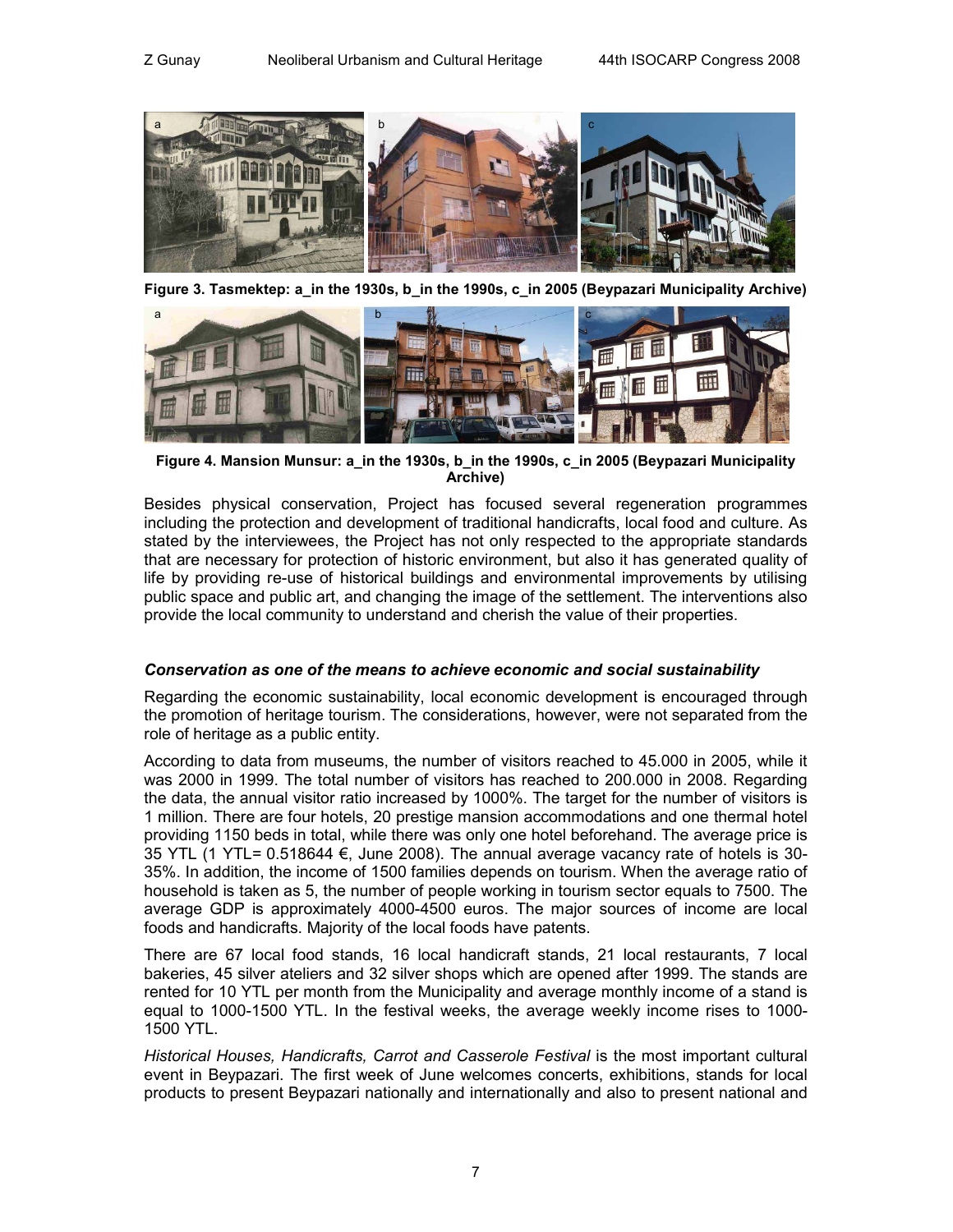Figure 3. Tasmektep: a_in the 1930s, b_in the 1990s, c_in 2005 (Beypazari Municipality Archive)

Figure 4. Mansion Munsur: a_in the 1930s, b_in the 1990s, c_in 2005 (Beypazari Municipality Archive)

Besides physical conservation, Project has focused several regeneration programmes including the protection and development of traditional handicrafts, local food and culture. As stated by the interviewees, the Project has not only respected to the appropriate standards that are necessary for protection of historic environment, but also it has generated quality of life by providing re-use of historical buildings and environmental improvements by utilising public space and public art, and changing the image of the settlement. The interventions also provide the local community to understand and cherish the value of their properties.

### *Conservation as one of the means to achieve economic and social sustainability*

Regarding the economic sustainability, local economic development is encouraged through the promotion of heritage tourism. The considerations, however, were not separated from the role of heritage as a public entity.

According to data from museums, the number of visitors reached to 45.000 in 2005, while it was 2000 in 1999. The total number of visitors has reached to 200.000 in 2008. Regarding the data, the annual visitor ratio increased by 1000%. The target for the number of visitors is 1 million. There are four hotels, 20 prestige mansion accommodations and one thermal hotel providing 1150 beds in total, while there was only one hotel beforehand. The average price is 35 YTL (1 YTL= 0.518644 €, June 2008). The annual average vacancy rate of hotels is 30-35%. In addition, the income of 1500 families depends on tourism. When the average ratio of household is taken as 5, the number of people working in tourism sector equals to 7500. The average GDP is approximately 4000-4500 euros. The major sources of income are local foods and handicrafts. Majority of the local foods have patents.

There are 67 local food stands, 16 local handicraft stands, 21 local restaurants, 7 local bakeries, 45 silver ateliers and 32 silver shops which are opened after 1999. The stands are rented for 10 YTL per month from the Municipality and average monthly income of a stand is equal to 1000-1500 YTL. In the festival weeks, the average weekly income rises to 1000-1500 YTL.

*Historical Houses, Handicrafts, Carrot and Casserole Festival* is the most important cultural event in Beypazari. The first week of June welcomes concerts, exhibitions, stands for local products to present Beypazari nationally and internationally and also to present national and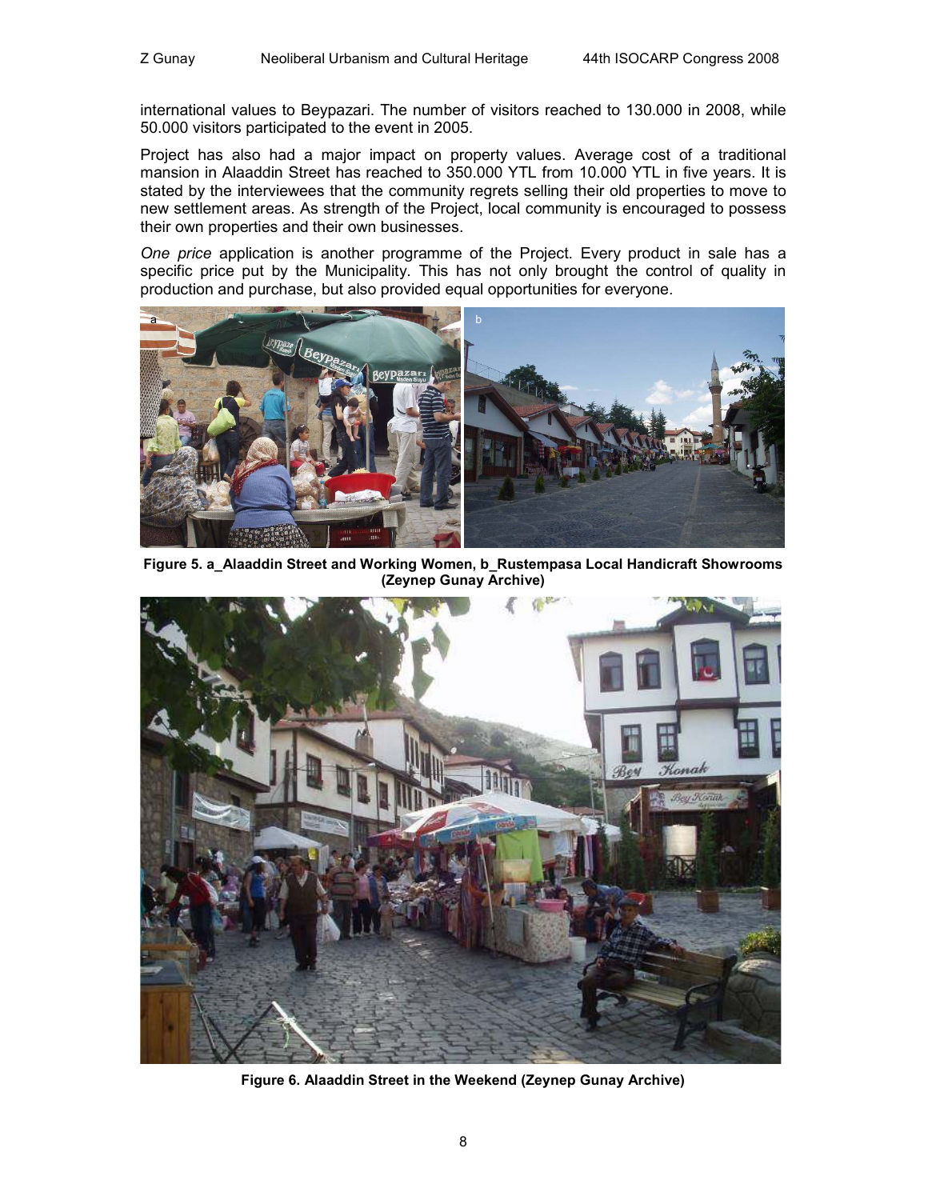international values to Beypazari. The number of visitors reached to 130.000 in 2008, while 50.000 visitors participated to the event in 2005.

Project has also had a major impact on property values. Average cost of a traditional mansion in Alaaddin Street has reached to 350.000 YTL from 10.000 YTL in five years. It is stated by the interviewees that the community regrets selling their old properties to move to new settlement areas. As strength of the Project, local community is encouraged to possess their own properties and their own businesses.

*One price* application is another programme of the Project. Every product in sale has a specific price put by the Municipality. This has not only brought the control of quality in production and purchase, but also provided equal opportunities for everyone.

**Figure 5. a_Alaaddin Street and Working Women, b_Rustempasa Local Handicraft Showrooms (Zeynep Gunay Archive)**

**Figure 6. Alaaddin Street in the Weekend (Zeynep Gunay Archive)**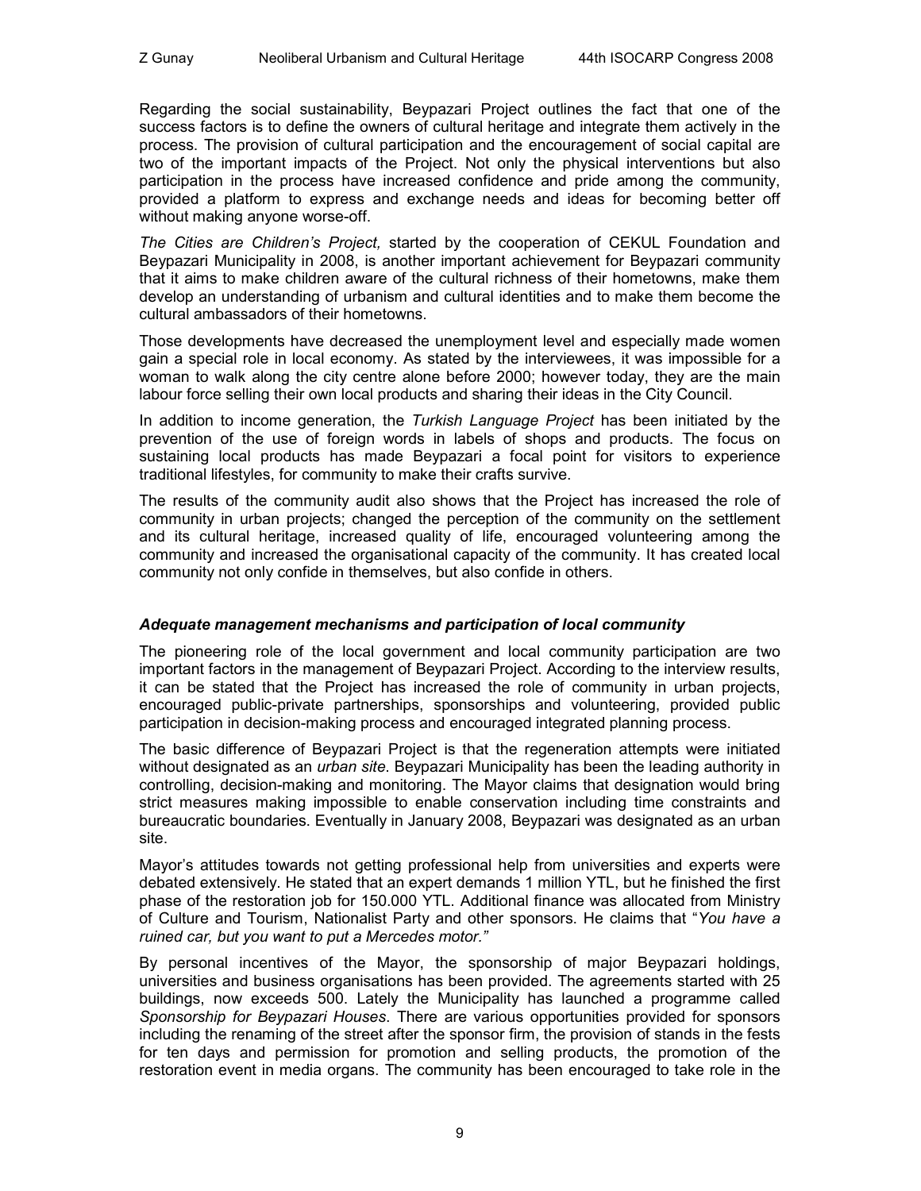Regarding the social sustainability, Beypazari Project outlines the fact that one of the success factors is to define the owners of cultural heritage and integrate them actively in the process. The provision of cultural participation and the encouragement of social capital are two of the important impacts of the Project. Not only the physical interventions but also participation in the process have increased confidence and pride among the community, provided a platform to express and exchange needs and ideas for becoming better off without making anyone worse-off.

*The Cities are Children's Project,* started by the cooperation of CEKUL Foundation and Beypazari Municipality in 2008, is another important achievement for Beypazari community that it aims to make children aware of the cultural richness of their hometowns, make them develop an understanding of urbanism and cultural identities and to make them become the cultural ambassadors of their hometowns.

Those developments have decreased the unemployment level and especially made women gain a special role in local economy. As stated by the interviewees, it was impossible for a woman to walk along the city centre alone before 2000; however today, they are the main labour force selling their own local products and sharing their ideas in the City Council.

In addition to income generation, the *Turkish Language Project* has been initiated by the prevention of the use of foreign words in labels of shops and products. The focus on sustaining local products has made Beypazari a focal point for visitors to experience traditional lifestyles, for community to make their crafts survive.

The results of the community audit also shows that the Project has increased the role of community in urban projects; changed the perception of the community on the settlement and its cultural heritage, increased quality of life, encouraged volunteering among the community and increased the organisational capacity of the community. It has created local community not only confide in themselves, but also confide in others.

### *Adequate management mechanisms and participation of local community*

The pioneering role of the local government and local community participation are two important factors in the management of Beypazari Project. According to the interview results, it can be stated that the Project has increased the role of community in urban projects, encouraged public-private partnerships, sponsorships and volunteering, provided public participation in decision-making process and encouraged integrated planning process.

The basic difference of Beypazari Project is that the regeneration attempts were initiated without designated as an *urban site*. Beypazari Municipality has been the leading authority in controlling, decision-making and monitoring. The Mayor claims that designation would bring strict measures making impossible to enable conservation including time constraints and bureaucratic boundaries. Eventually in January 2008, Beypazari was designated as an urban site.

Mayor's attitudes towards not getting professional help from universities and experts were debated extensively. He stated that an expert demands 1 million YTL, but he finished the first phase of the restoration job for 150.000 YTL. Additional finance was allocated from Ministry of Culture and Tourism, Nationalist Party and other sponsors. He claims that "*You have a ruined car, but you want to put a Mercedes motor."*

By personal incentives of the Mayor, the sponsorship of major Beypazari holdings, universities and business organisations has been provided. The agreements started with 25 buildings, now exceeds 500. Lately the Municipality has launched a programme called *Sponsorship for Beypazari Houses*. There are various opportunities provided for sponsors including the renaming of the street after the sponsor firm, the provision of stands in the fests for ten days and permission for promotion and selling products, the promotion of the restoration event in media organs. The community has been encouraged to take role in the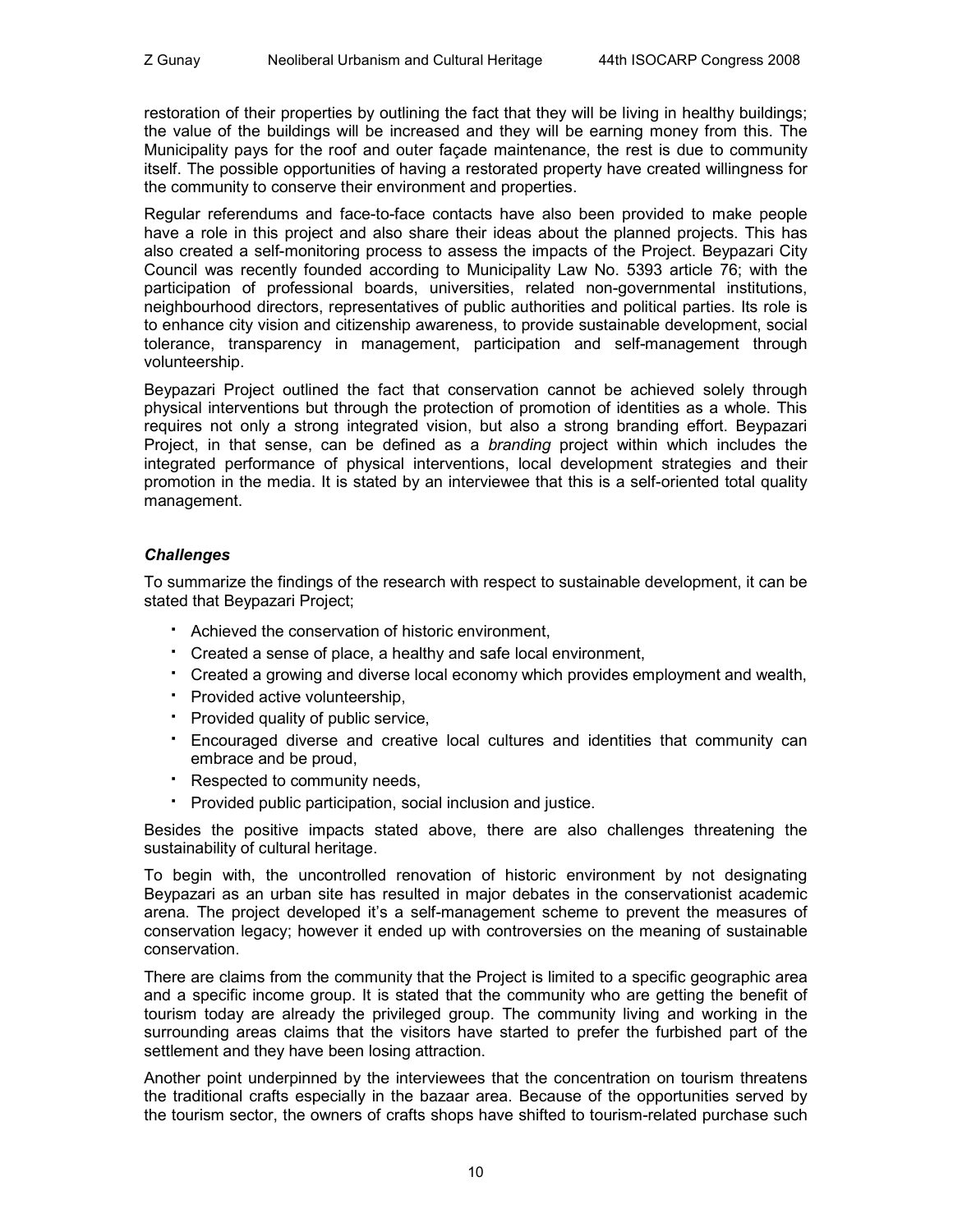restoration of their properties by outlining the fact that they will be living in healthy buildings; the value of the buildings will be increased and they will be earning money from this. The Municipality pays for the roof and outer façade maintenance, the rest is due to community itself. The possible opportunities of having a restorated property have created willingness for the community to conserve their environment and properties.

Regular referendums and face-to-face contacts have also been provided to make people have a role in this project and also share their ideas about the planned projects. This has also created a self-monitoring process to assess the impacts of the Project. Beypazari City Council was recently founded according to Municipality Law No. 5393 article 76; with the participation of professional boards, universities, related non-governmental institutions, neighbourhood directors, representatives of public authorities and political parties. Its role is to enhance city vision and citizenship awareness, to provide sustainable development, social tolerance, transparency in management, participation and self-management through volunteership.

Beypazari Project outlined the fact that conservation cannot be achieved solely through physical interventions but through the protection of promotion of identities as a whole. This requires not only a strong integrated vision, but also a strong branding effort. Beypazari Project, in that sense, can be defined as a *branding* project within which includes the integrated performance of physical interventions, local development strategies and their promotion in the media. It is stated by an interviewee that this is a self-oriented total quality management.

### *Challenges*

To summarize the findings of the research with respect to sustainable development, it can be stated that Beypazari Project;

- Achieved the conservation of historic environment,
- Created a sense of place, a healthy and safe local environment,
- Created a growing and diverse local economy which provides employment and wealth,
- Provided active volunteership,
- Provided quality of public service,
- Encouraged diverse and creative local cultures and identities that community can embrace and be proud,
- Respected to community needs,
- Provided public participation, social inclusion and justice.

Besides the positive impacts stated above, there are also challenges threatening the sustainability of cultural heritage.

To begin with, the uncontrolled renovation of historic environment by not designating Beypazari as an urban site has resulted in major debates in the conservationist academic arena. The project developed it's a self-management scheme to prevent the measures of conservation legacy; however it ended up with controversies on the meaning of sustainable conservation.

There are claims from the community that the Project is limited to a specific geographic area and a specific income group. It is stated that the community who are getting the benefit of tourism today are already the privileged group. The community living and working in the surrounding areas claims that the visitors have started to prefer the furbished part of the settlement and they have been losing attraction.

Another point underpinned by the interviewees that the concentration on tourism threatens the traditional crafts especially in the bazaar area. Because of the opportunities served by the tourism sector, the owners of crafts shops have shifted to tourism-related purchase such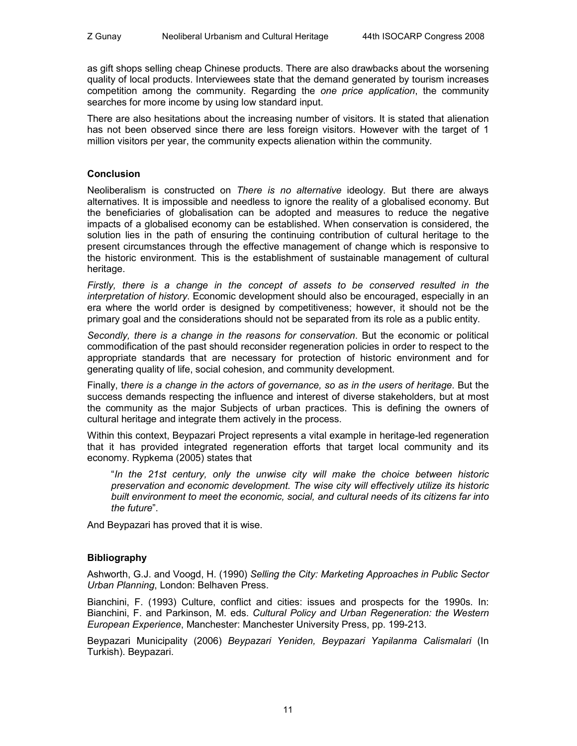as gift shops selling cheap Chinese products. There are also drawbacks about the worsening quality of local products. Interviewees state that the demand generated by tourism increases competition among the community. Regarding the *one price application*, the community searches for more income by using low standard input.

There are also hesitations about the increasing number of visitors. It is stated that alienation has not been observed since there are less foreign visitors. However with the target of 1 million visitors per year, the community expects alienation within the community.

## Conclusion

Neoliberalism is constructed on *There is no alternative* ideology. But there are always alternatives. It is impossible and needless to ignore the reality of a globalised economy. But the beneficiaries of globalisation can be adopted and measures to reduce the negative impacts of a globalised economy can be established. When conservation is considered, the solution lies in the path of ensuring the continuing contribution of cultural heritage to the present circumstances through the effective management of change which is responsive to the historic environment. This is the establishment of sustainable management of cultural heritage.

*Firstly, there is a change in the concept of assets to be conserved resulted in the interpretation of history*. Economic development should also be encouraged, especially in an era where the world order is designed by competitiveness; however, it should not be the primary goal and the considerations should not be separated from its role as a public entity.

*Secondly, there is a change in the reasons for conservation*. But the economic or political commodification of the past should reconsider regeneration policies in order to respect to the appropriate standards that are necessary for protection of historic environment and for generating quality of life, social cohesion, and community development.

Finally, t*here is a change in the actors of governance, so as in the users of heritage*. But the success demands respecting the influence and interest of diverse stakeholders, but at most the community as the major Subjects of urban practices. This is defining the owners of cultural heritage and integrate them actively in the process.

Within this context, Beypazari Project represents a vital example in heritage-led regeneration that it has provided integrated regeneration efforts that target local community and its economy. Rypkema (2005) states that

> "*In the 21st century, only the unwise city will make the choice between historic preservation and economic development. The wise city will effectively utilize its historic built environment to meet the economic, social, and cultural needs of its citizens far into the future*".

And Beypazari has proved that it is wise.

## Bibliography

Ashworth, G.J. and Voogd, H. (1990) *Selling the City: Marketing Approaches in Public Sector Urban Planning*, London: Belhaven Press.

Bianchini, F. (1993) Culture, conflict and cities: issues and prospects for the 1990s. In: Bianchini, F. and Parkinson, M. eds. *Cultural Policy and Urban Regeneration: the Western European Experience*, Manchester: Manchester University Press, pp. 199-213.

Beypazari Municipality (2006) *Beypazari Yeniden, Beypazari Yapilanma Calismalari* (In Turkish). Beypazari.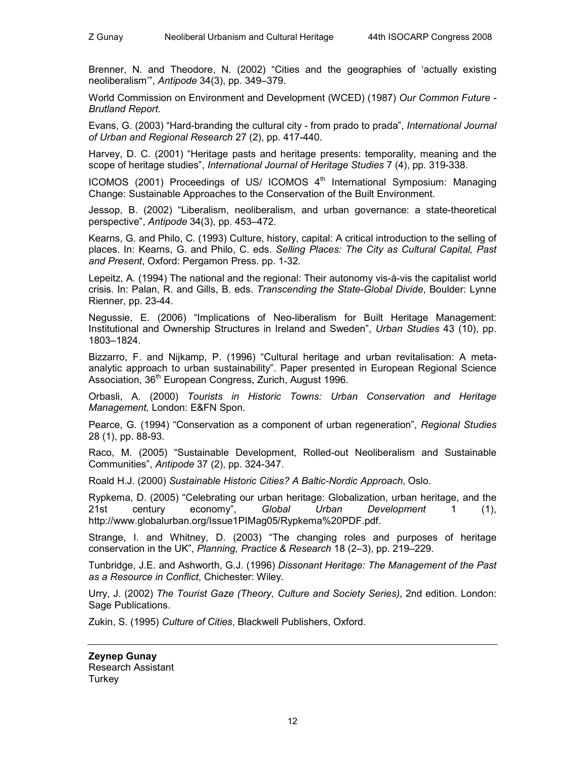Brenner, N. and Theodore, N. (2002) "Cities and the geographies of 'actually existing neoliberalism'", *Antipode* 34(3), pp. 349–379.

World Commission on Environment and Development (WCED) (1987) *Our Common Future - Brutland Report*.

Evans, G. (2003) "Hard-branding the cultural city - from prado to prada", *International Journal of Urban and Regional Research* 27 (2), pp. 417-440.

Harvey, D. C. (2001) "Heritage pasts and heritage presents: temporality, meaning and the scope of heritage studies", *International Journal of Heritage Studies* 7 (4), pp. 319-338.

ICOMOS (2001) Proceedings of US/ ICOMOS 4th International Symposium: Managing Change: Sustainable Approaches to the Conservation of the Built Environment.

Jessop, B. (2002) "Liberalism, neoliberalism, and urban governance: a state-theoretical perspective", *Antipode* 34(3), pp. 453–472.

Kearns, G. and Philo, C. (1993) Culture, history, capital: A critical introduction to the selling of places. In: Kearns, G. and Philo, C. eds. *Selling Places: The City as Cultural Capital, Past and Present*, Oxford: Pergamon Press. pp. 1-32.

Lepeitz, A. (1994) The national and the regional: Their autonomy vis-à-vis the capitalist world crisis. In: Palan, R. and Gills, B. eds. *Transcending the State-Global Divide*, Boulder: Lynne Rienner, pp. 23-44.

Negussie, E. (2006) "Implications of Neo-liberalism for Built Heritage Management: Institutional and Ownership Structures in Ireland and Sweden", *Urban Studies* 43 (10), pp. 1803–1824.

Bizzarro, F. and Nijkamp, P. (1996) "Cultural heritage and urban revitalisation: A meta-analytic approach to urban sustainability". Paper presented in European Regional Science Association, 36th European Congress, Zurich, August 1996.

Orbasli, A. (2000) *Tourists in Historic Towns: Urban Conservation and Heritage Management,* London: E&FN Spon.

Pearce, G. (1994) "Conservation as a component of urban regeneration", *Regional Studies* 28 (1), pp. 88-93.

Raco, M. (2005) "Sustainable Development, Rolled-out Neoliberalism and Sustainable Communities", *Antipode* 37 (2), pp. 324-347.

Roald H.J. (2000) *Sustainable Historic Cities? A Baltic-Nordic Approach*, Oslo.

Rypkema, D. (2005) "Celebrating our urban heritage: Globalization, urban heritage, and the 21st century economy", *Global Urban Development* 1 (1), http://www.globalurban.org/Issue1PIMag05/Rypkema%20PDF.pdf.

Strange, I. and Whitney, D. (2003) "The changing roles and purposes of heritage conservation in the UK", *Planning, Practice & Research* 18 (2–3), pp. 219–229.

Tunbridge, J.E. and Ashworth, G.J. (1996) *Dissonant Heritage: The Management of the Past as a Resource in Conflict*, Chichester: Wiley.

Urry, J. (2002) *The Tourist Gaze (Theory, Culture and Society Series)*, 2nd edition. London: Sage Publications.

Zukin, S. (1995) *Culture of Cities*, Blackwell Publishers, Oxford.

---

**Zeynep Gunay**
Research Assistant
Turkey